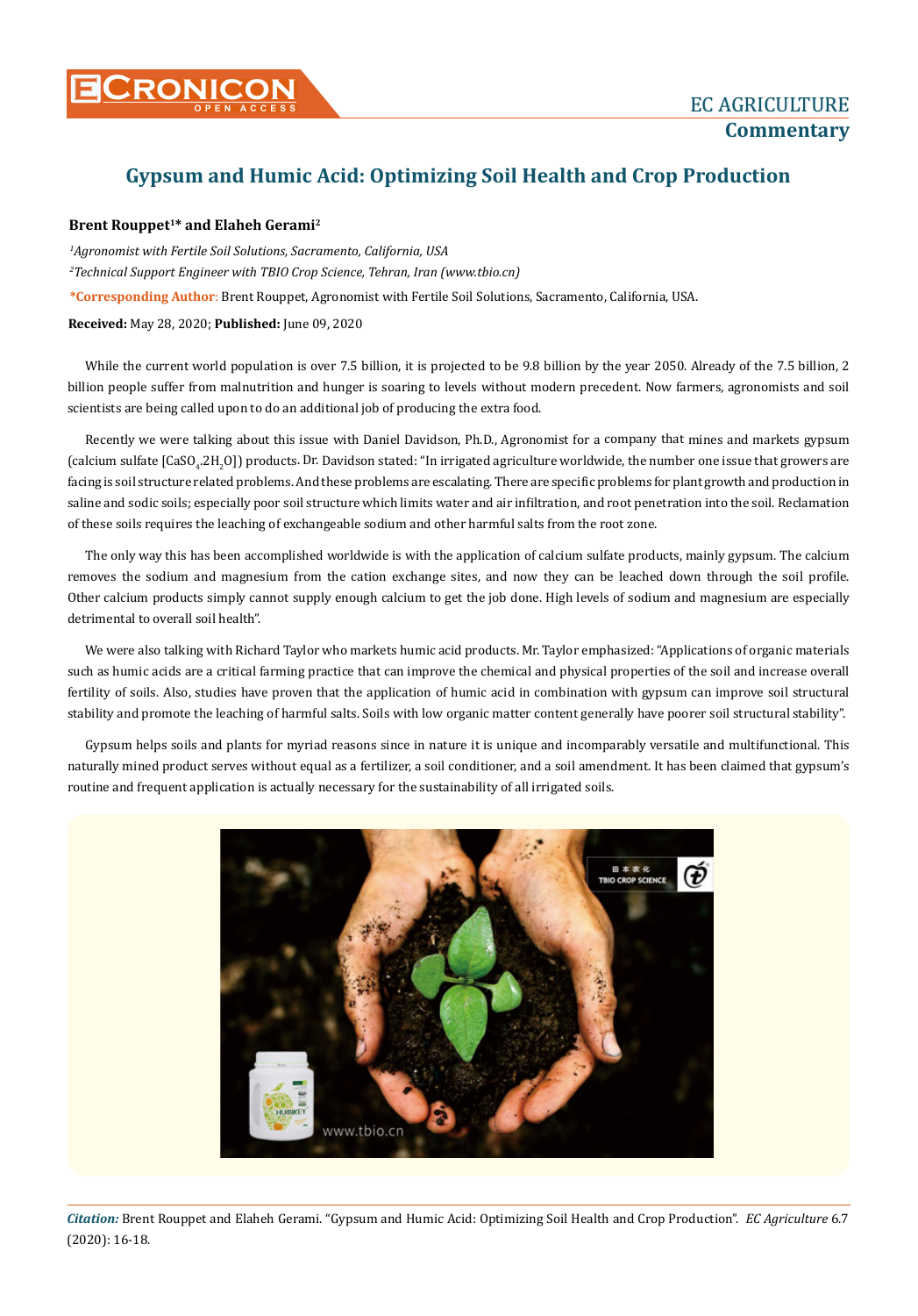# Gypsum and Humic Acid: Optimizing Soil Health and Crop Production

**Brent Rouppet[1]* and Elaheh Gerami[2]**

*[1]Agronomist with Fertile Soil Solutions, Sacramento, California, USA*

*[2]Technical Support Engineer with TBIO Crop Science, Tehran, Iran (www.tbio.cn)*

***Corresponding Author**: Brent Rouppet, Agronomist with Fertile Soil Solutions, Sacramento, California, USA.

**Received:** May 28, 2020; **Published:** June 09, 2020

While the current world population is over 7.5 billion, it is projected to be 9.8 billion by the year 2050. Already of the 7.5 billion, 2 billion people suffer from malnutrition and hunger is soaring to levels without modern precedent. Now farmers, agronomists and soil scientists are being called upon to do an additional job of producing the extra food.

Recently we were talking about this issue with Daniel Davidson, Ph.D., Agronomist for a company that mines and markets gypsum (calcium sulfate [$CaSO_4.2H_2O$]) products. Dr. Davidson stated: "In irrigated agriculture worldwide, the number one issue that growers are facing is soil structure related problems. And these problems are escalating. There are specific problems for plant growth and production in saline and sodic soils; especially poor soil structure which limits water and air infiltration, and root penetration into the soil. Reclamation of these soils requires the leaching of exchangeable sodium and other harmful salts from the root zone.

The only way this has been accomplished worldwide is with the application of calcium sulfate products, mainly gypsum. The calcium removes the sodium and magnesium from the cation exchange sites, and now they can be leached down through the soil profile. Other calcium products simply cannot supply enough calcium to get the job done. High levels of sodium and magnesium are especially detrimental to overall soil health".

We were also talking with Richard Taylor who markets humic acid products. Mr. Taylor emphasized: "Applications of organic materials such as humic acids are a critical farming practice that can improve the chemical and physical properties of the soil and increase overall fertility of soils. Also, studies have proven that the application of humic acid in combination with gypsum can improve soil structural stability and promote the leaching of harmful salts. Soils with low organic matter content generally have poorer soil structural stability".

Gypsum helps soils and plants for myriad reasons since in nature it is unique and incomparably versatile and multifunctional. This naturally mined product serves without equal as a fertilizer, a soil conditioner, and a soil amendment. It has been claimed that gypsum's routine and frequent application is actually necessary for the sustainability of all irrigated soils.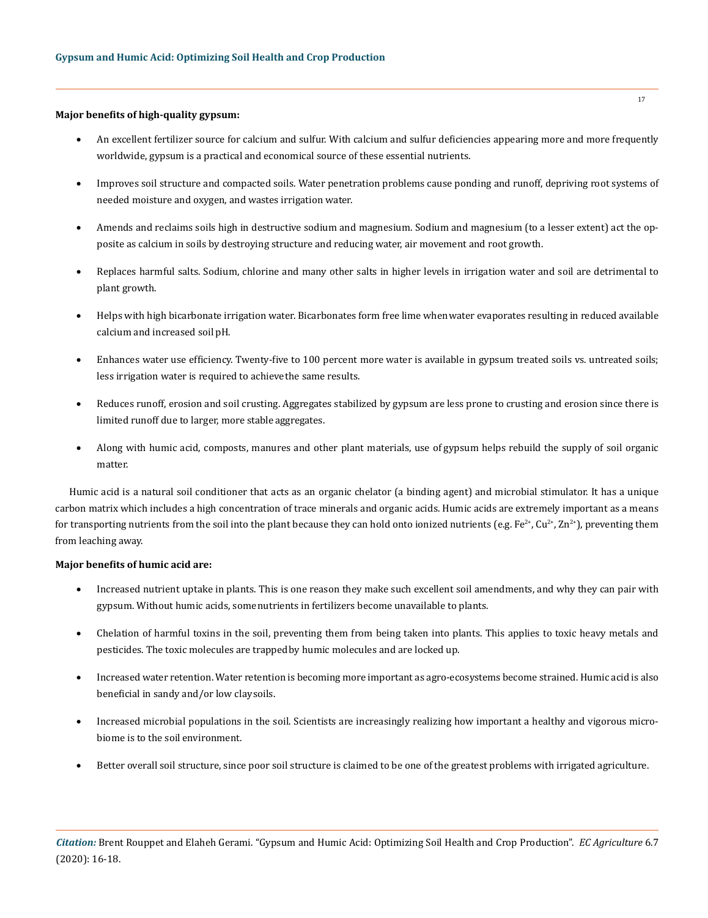**Major benefits of high-quality gypsum:**

- An excellent fertilizer source for calcium and sulfur. With calcium and sulfur deficiencies appearing more and more frequently worldwide, gypsum is a practical and economical source of these essential nutrients.
- Improves soil structure and compacted soils. Water penetration problems cause ponding and runoff, depriving root systems of needed moisture and oxygen, and wastes irrigation water.
- Amends and reclaims soils high in destructive sodium and magnesium. Sodium and magnesium (to a lesser extent) act the opposite as calcium in soils by destroying structure and reducing water, air movement and root growth.
- Replaces harmful salts. Sodium, chlorine and many other salts in higher levels in irrigation water and soil are detrimental to plant growth.
- Helps with high bicarbonate irrigation water. Bicarbonates form free lime when water evaporates resulting in reduced available calcium and increased soil pH.
- Enhances water use efficiency. Twenty-five to 100 percent more water is available in gypsum treated soils vs. untreated soils; less irrigation water is required to achieve the same results.
- Reduces runoff, erosion and soil crusting. Aggregates stabilized by gypsum are less prone to crusting and erosion since there is limited runoff due to larger, more stable aggregates.
- Along with humic acid, composts, manures and other plant materials, use of gypsum helps rebuild the supply of soil organic matter.

Humic acid is a natural soil conditioner that acts as an organic chelator (a binding agent) and microbial stimulator. It has a unique carbon matrix which includes a high concentration of trace minerals and organic acids. Humic acids are extremely important as a means for transporting nutrients from the soil into the plant because they can hold onto ionized nutrients (e.g. $Fe^{2+}$, $Cu^{2+}$, $Zn^{2+}$), preventing them from leaching away.

**Major benefits of humic acid are:**

- Increased nutrient uptake in plants. This is one reason they make such excellent soil amendments, and why they can pair with gypsum. Without humic acids, some nutrients in fertilizers become unavailable to plants.
- Chelation of harmful toxins in the soil, preventing them from being taken into plants. This applies to toxic heavy metals and pesticides. The toxic molecules are trapped by humic molecules and are locked up.
- Increased water retention. Water retention is becoming more important as agro-ecosystems become strained. Humic acid is also beneficial in sandy and/or low clay soils.
- Increased microbial populations in the soil. Scientists are increasingly realizing how important a healthy and vigorous microbiome is to the soil environment.
- Better overall soil structure, since poor soil structure is claimed to be one of the greatest problems with irrigated agriculture.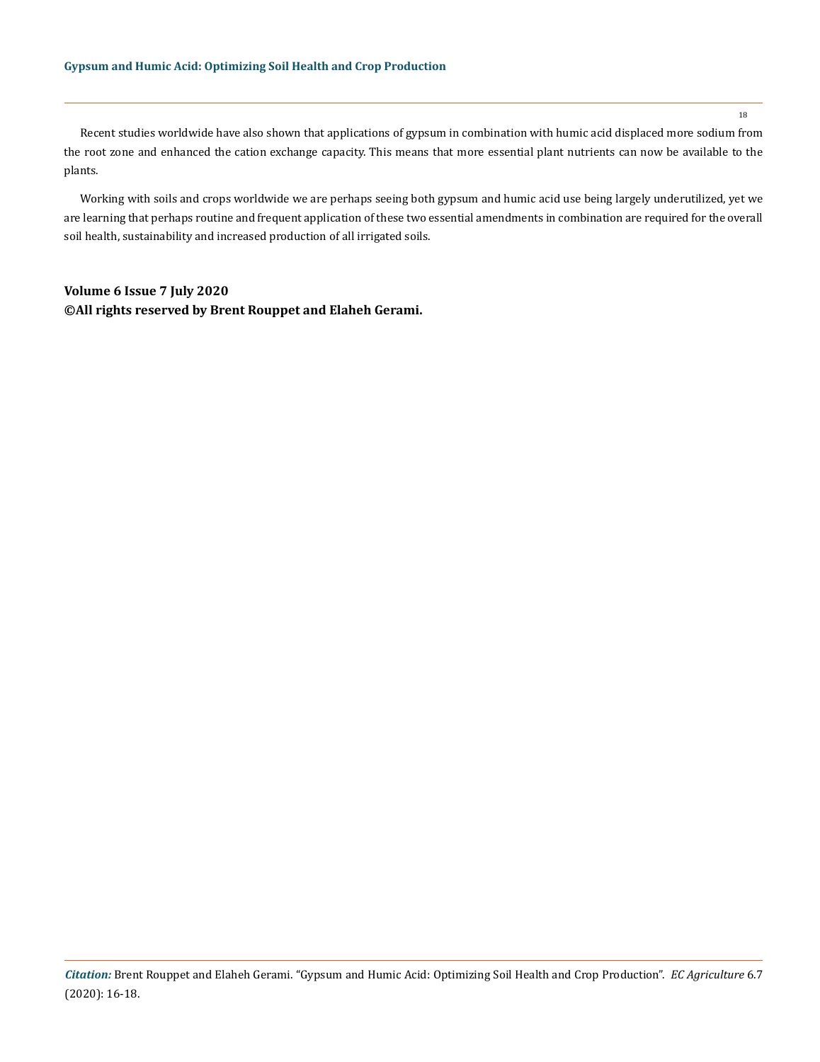Recent studies worldwide have also shown that applications of gypsum in combination with humic acid displaced more sodium from the root zone and enhanced the cation exchange capacity. This means that more essential plant nutrients can now be available to the plants.

Working with soils and crops worldwide we are perhaps seeing both gypsum and humic acid use being largely underutilized, yet we are learning that perhaps routine and frequent application of these two essential amendments in combination are required for the overall soil health, sustainability and increased production of all irrigated soils.

**Volume 6 Issue 7 July 2020**
**©All rights reserved by Brent Rouppet and Elaheh Gerami.**